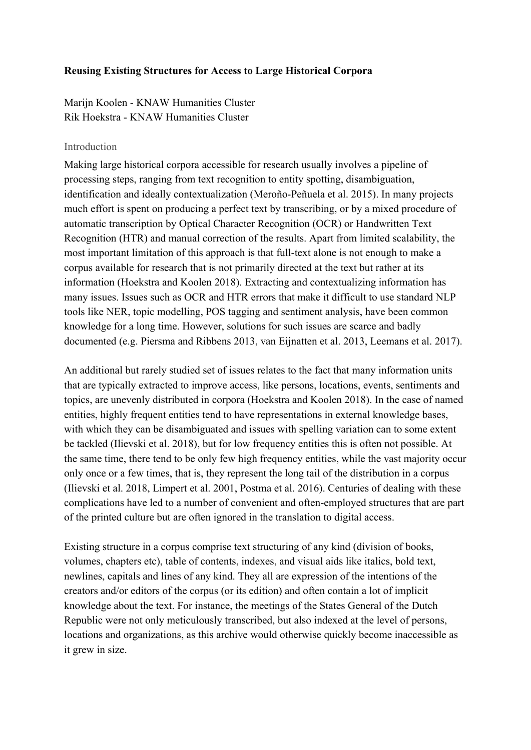**Reusing Existing Structures for Access to Large Historical Corpora**

Marijn Koolen - KNAW Humanities Cluster
Rik Hoekstra - KNAW Humanities Cluster

## Introduction

Making large historical corpora accessible for research usually involves a pipeline of processing steps, ranging from text recognition to entity spotting, disambiguation, identification and ideally contextualization (Meroño-Peñuela et al. 2015). In many projects much effort is spent on producing a perfect text by transcribing, or by a mixed procedure of automatic transcription by Optical Character Recognition (OCR) or Handwritten Text Recognition (HTR) and manual correction of the results. Apart from limited scalability, the most important limitation of this approach is that full-text alone is not enough to make a corpus available for research that is not primarily directed at the text but rather at its information (Hoekstra and Koolen 2018). Extracting and contextualizing information has many issues. Issues such as OCR and HTR errors that make it difficult to use standard NLP tools like NER, topic modelling, POS tagging and sentiment analysis, have been common knowledge for a long time. However, solutions for such issues are scarce and badly documented (e.g. Piersma and Ribbens 2013, van Eijnatten et al. 2013, Leemans et al. 2017).

An additional but rarely studied set of issues relates to the fact that many information units that are typically extracted to improve access, like persons, locations, events, sentiments and topics, are unevenly distributed in corpora (Hoekstra and Koolen 2018). In the case of named entities, highly frequent entities tend to have representations in external knowledge bases, with which they can be disambiguated and issues with spelling variation can to some extent be tackled (Ilievski et al. 2018), but for low frequency entities this is often not possible. At the same time, there tend to be only few high frequency entities, while the vast majority occur only once or a few times, that is, they represent the long tail of the distribution in a corpus (Ilievski et al. 2018, Limpert et al. 2001, Postma et al. 2016). Centuries of dealing with these complications have led to a number of convenient and often-employed structures that are part of the printed culture but are often ignored in the translation to digital access.

Existing structure in a corpus comprise text structuring of any kind (division of books, volumes, chapters etc), table of contents, indexes, and visual aids like italics, bold text, newlines, capitals and lines of any kind. They all are expression of the intentions of the creators and/or editors of the corpus (or its edition) and often contain a lot of implicit knowledge about the text. For instance, the meetings of the States General of the Dutch Republic were not only meticulously transcribed, but also indexed at the level of persons, locations and organizations, as this archive would otherwise quickly become inaccessible as it grew in size.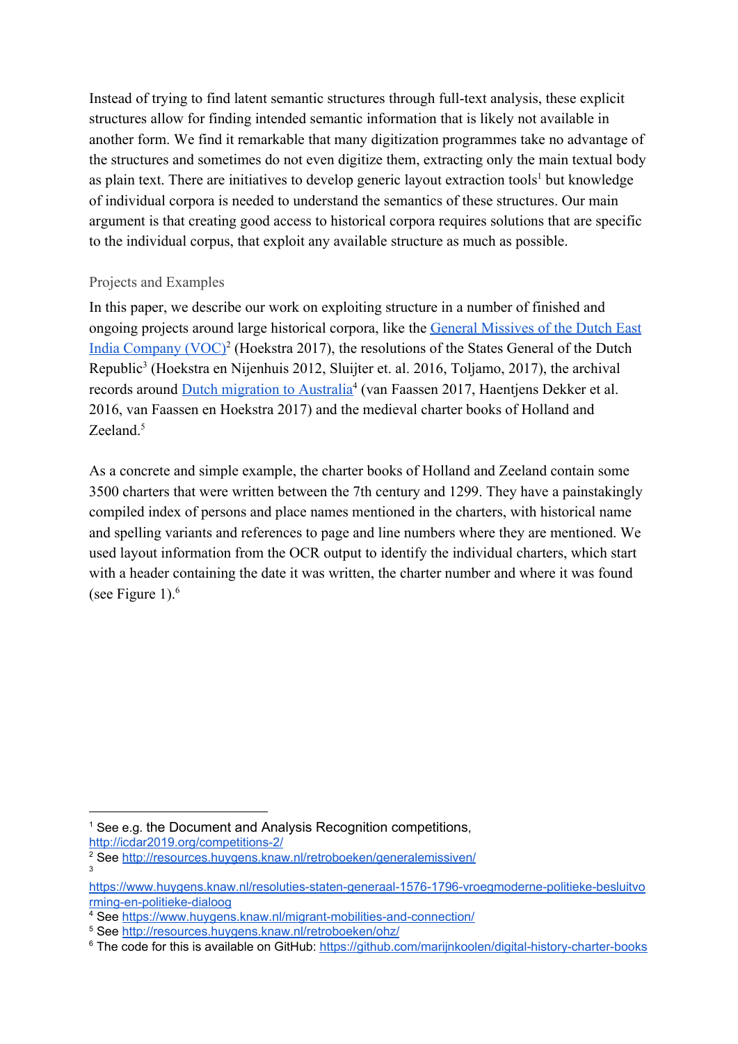Instead of trying to find latent semantic structures through full-text analysis, these explicit structures allow for finding intended semantic information that is likely not available in another form. We find it remarkable that many digitization programmes take no advantage of the structures and sometimes do not even digitize them, extracting only the main textual body as plain text. There are initiatives to develop generic layout extraction tools[1] but knowledge of individual corpora is needed to understand the semantics of these structures. Our main argument is that creating good access to historical corpora requires solutions that are specific to the individual corpus, that exploit any available structure as much as possible.

## Projects and Examples

In this paper, we describe our work on exploiting structure in a number of finished and ongoing projects around large historical corpora, like the [General Missives of the Dutch East India Company (VOC)][2] (Hoekstra 2017), the resolutions of the States General of the Dutch Republic[3] (Hoekstra en Nijenhuis 2012, Sluijter et. al. 2016, Toljamo, 2017), the archival records around [Dutch migration to Australia][4] (van Faassen 2017, Haentjens Dekker et al. 2016, van Faassen en Hoekstra 2017) and the medieval charter books of Holland and Zeeland.[5]

As a concrete and simple example, the charter books of Holland and Zeeland contain some 3500 charters that were written between the 7th century and 1299. They have a painstakingly compiled index of persons and place names mentioned in the charters, with historical name and spelling variants and references to page and line numbers where they are mentioned. We used layout information from the OCR output to identify the individual charters, which start with a header containing the date it was written, the charter number and where it was found (see Figure 1).[6]

---

[1] See e.g. the Document and Analysis Recognition competitions, http://icdar2019.org/competitions-2/

[2] See http://resources.huygens.knaw.nl/retroboeken/generalemissiven/

[3] https://www.huygens.knaw.nl/resoluties-staten-generaal-1576-1796-vroegmoderne-politieke-besluitvorming-en-politieke-dialoog

[4] See https://www.huygens.knaw.nl/migrant-mobilities-and-connection/

[5] See http://resources.huygens.knaw.nl/retroboeken/ohz/

[6] The code for this is available on GitHub: https://github.com/marijnkoolen/digital-history-charter-books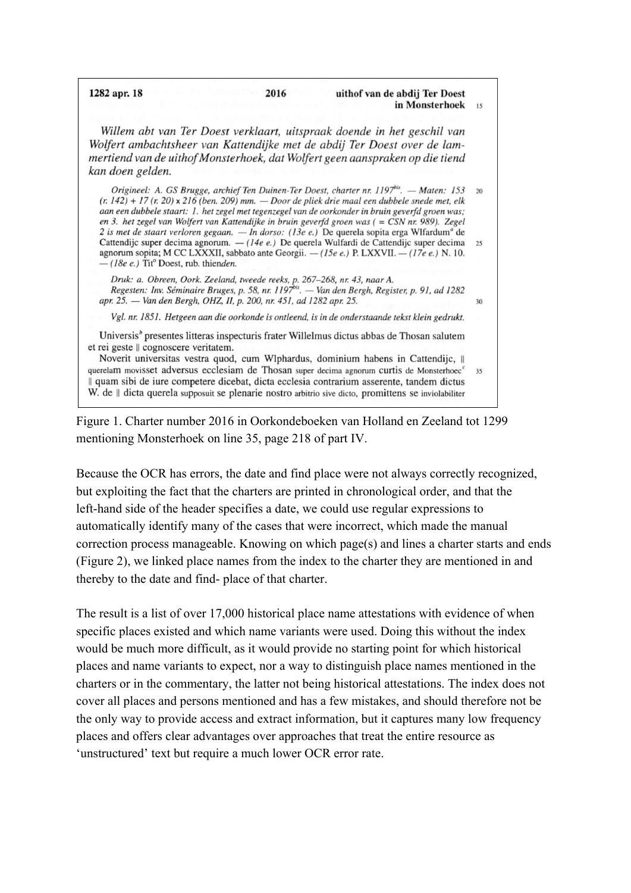1282 apr. 18 **2016** **uithof van de abdij Ter Doest in Monsterhoek** 15

*Willem abt van Ter Doest verklaart, uitspraak doende in het geschil van Wolfert ambachtsheer van Kattendijke met de abdij Ter Doest over de lammertiend van de uithof Monsterhoek, dat Wolfert geen aanspraken op die tiend kan doen gelden.*

*Origineel: A. GS Brugge, archief Ten Duinen-Ter Doest, charter nr. 1197bis. — Maten: 153 (r. 142) + 17 (r. 20) x 216 (ben. 209) mm. — Door de pliek drie maal een dubbele snede met, elk aan een dubbele staart: 1. het zegel met tegenzegel van de oorkonder in bruin geverfd groen was; en 3. het zegel van Wolfert van Kattendijke in bruin geverfd groen was (= CSN nr. 989). Zegel 2 is met de staart verloren gegaan. — In dorso: (13e e.)* De querela sopita erga Wlfardum[a] de Cattendijc super decima agnorum. — *(14e e.)* De querela Wulfardi de Cattendijc super decima agnorum sopita; M CC LXXXII, sabbato ante Georgii. — *(15e e.)* P. LXXVII. — *(17e e.)* N. 10. — *(18e e.)* Tit° Doest, rub. thienden.

*Druk: a. Obreen, Oork. Zeeland, tweede reeks, p. 267–268, nr. 43, naar A.*
*Regesten: Inv. Séminaire Bruges, p. 58, nr. 1197bis. — Van den Bergh, Register, p. 91, ad 1282 apr. 25. — Van den Bergh, OHZ, II, p. 200, nr. 451, ad 1282 apr. 25.*

*Vgl. nr. 1851. Hetgeen aan die oorkonde is ontleend, is in de onderstaande tekst klein gedrukt.*

Universis[b] presentes litteras inspecturis frater Willelmus dictus abbas de Thosan salutem et rei geste || cognoscere veritatem.

Noverit universitas vestra quod, cum Wlphardus, dominium habens in Cattendijc, || querelam movisset adversus ecclesiam de Thosan super decima agnorum curtis de Monsterhoec[c] || quam sibi de iure competere dicebat, dicta ecclesia contrarium asserente, tandem dictus W. de || dicta querela supposuit se plenarie nostro arbitrio sive dicto, promittens se inviolabiliter

Figure 1. Charter number 2016 in Oorkondeboeken van Holland en Zeeland tot 1299 mentioning Monsterhoek on line 35, page 218 of part IV.

Because the OCR has errors, the date and find place were not always correctly recognized, but exploiting the fact that the charters are printed in chronological order, and that the left-hand side of the header specifies a date, we could use regular expressions to automatically identify many of the cases that were incorrect, which made the manual correction process manageable. Knowing on which page(s) and lines a charter starts and ends (Figure 2), we linked place names from the index to the charter they are mentioned in and thereby to the date and find- place of that charter.

The result is a list of over 17,000 historical place name attestations with evidence of when specific places existed and which name variants were used. Doing this without the index would be much more difficult, as it would provide no starting point for which historical places and name variants to expect, nor a way to distinguish place names mentioned in the charters or in the commentary, the latter not being historical attestations. The index does not cover all places and persons mentioned and has a few mistakes, and should therefore not be the only way to provide access and extract information, but it captures many low frequency places and offers clear advantages over approaches that treat the entire resource as 'unstructured' text but require a much lower OCR error rate.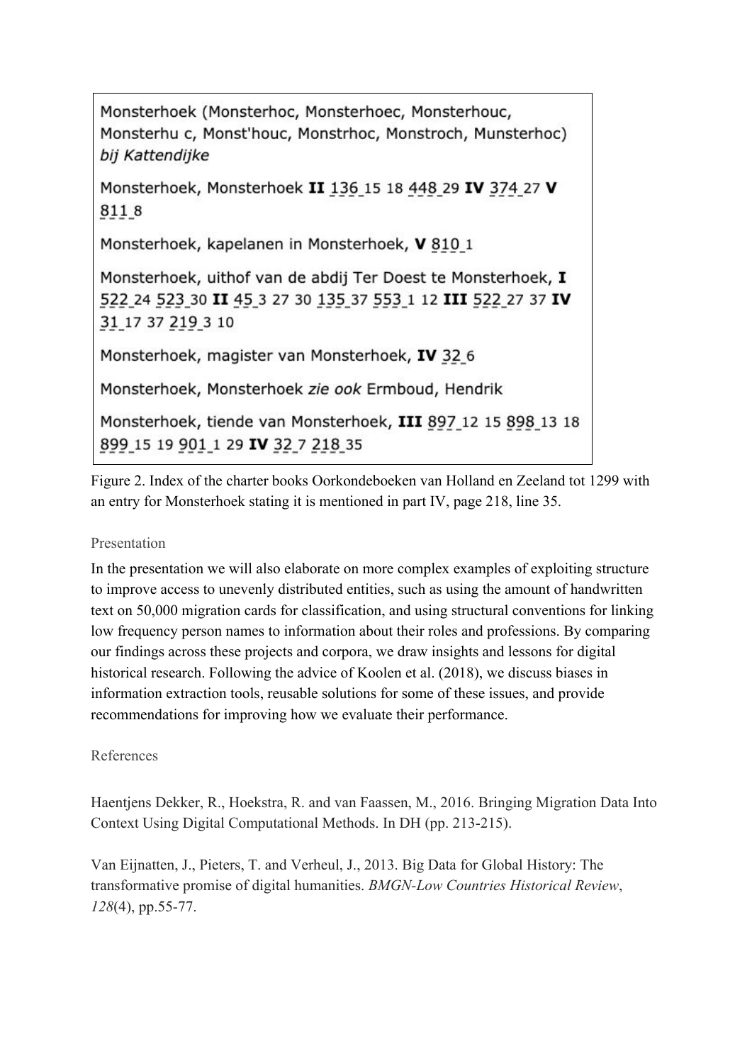Monsterhoek (Monsterhoc, Monsterhoec, Monsterhouc, Monsterhu c, Monst'houc, Monstrhoc, Monstroch, Munsterhoc) *bij Kattendijke*

Monsterhoek, Monsterhoek **II** 136 15 18 448 29 **IV** 374 27 **V** 811 8

Monsterhoek, kapelanen in Monsterhoek, **V** 810 1

Monsterhoek, uithof van de abdij Ter Doest te Monsterhoek, **I** 522 24 523 30 **II** 45 3 27 30 135 37 553 1 12 **III** 522 27 37 **IV** 31 17 37 219 3 10

Monsterhoek, magister van Monsterhoek, **IV** 32 6

Monsterhoek, Monsterhoek *zie ook* Ermboud, Hendrik

Monsterhoek, tiende van Monsterhoek, **III** 897 12 15 898 13 18 899 15 19 901 1 29 **IV** 32 7 218 35

Figure 2. Index of the charter books Oorkondeboeken van Holland en Zeeland tot 1299 with an entry for Monsterhoek stating it is mentioned in part IV, page 218, line 35.

## Presentation

In the presentation we will also elaborate on more complex examples of exploiting structure to improve access to unevenly distributed entities, such as using the amount of handwritten text on 50,000 migration cards for classification, and using structural conventions for linking low frequency person names to information about their roles and professions. By comparing our findings across these projects and corpora, we draw insights and lessons for digital historical research. Following the advice of Koolen et al. (2018), we discuss biases in information extraction tools, reusable solutions for some of these issues, and provide recommendations for improving how we evaluate their performance.

## References

Haentjens Dekker, R., Hoekstra, R. and van Faassen, M., 2016. Bringing Migration Data Into Context Using Digital Computational Methods. In DH (pp. 213-215).

Van Eijnatten, J., Pieters, T. and Verheul, J., 2013. Big Data for Global History: The transformative promise of digital humanities. *BMGN-Low Countries Historical Review*, *128*(4), pp.55-77.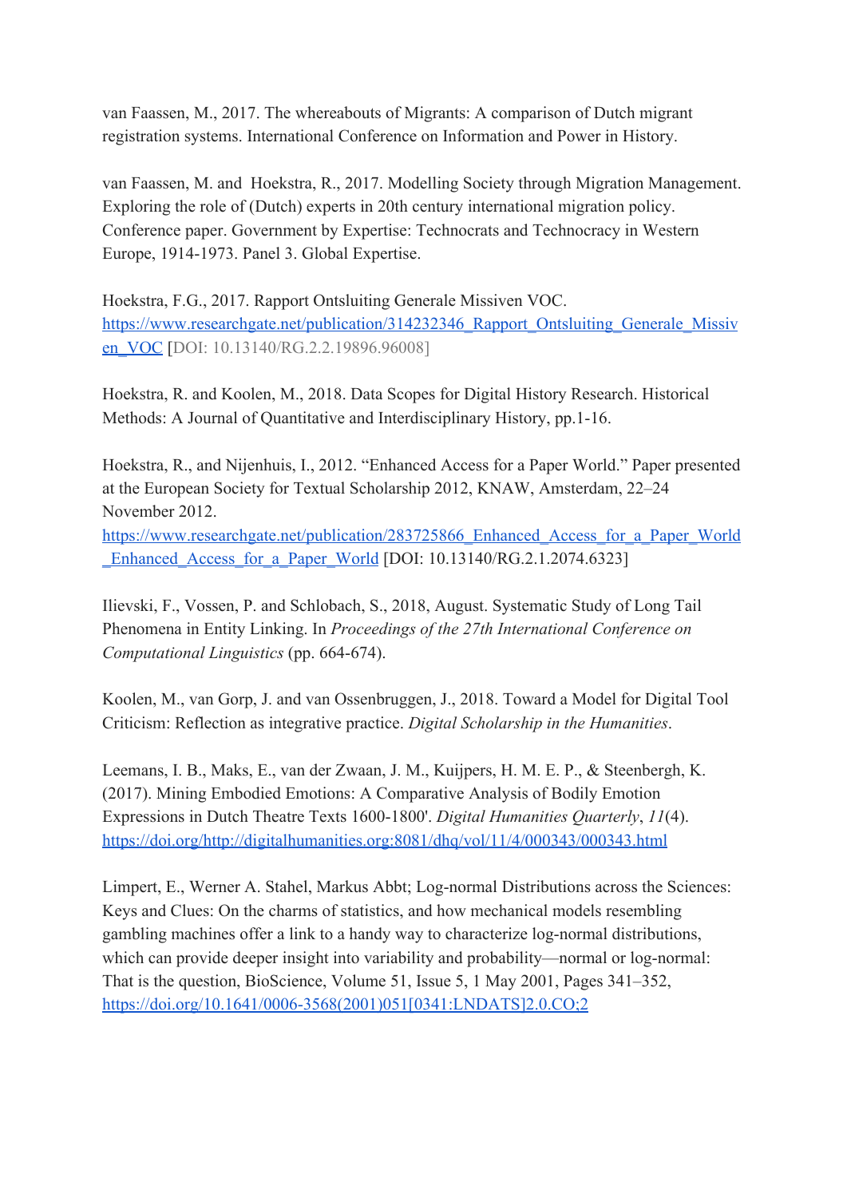van Faassen, M., 2017. The whereabouts of Migrants: A comparison of Dutch migrant registration systems. International Conference on Information and Power in History.

van Faassen, M. and Hoekstra, R., 2017. Modelling Society through Migration Management. Exploring the role of (Dutch) experts in 20th century international migration policy. Conference paper. Government by Expertise: Technocrats and Technocracy in Western Europe, 1914-1973. Panel 3. Global Expertise.

Hoekstra, F.G., 2017. Rapport Ontsluiting Generale Missiven VOC. [https://www.researchgate.net/publication/314232346_Rapport_Ontsluiting_Generale_Missiven_VOC](https://www.researchgate.net/publication/314232346_Rapport_Ontsluiting_Generale_Missiven_VOC) [DOI: 10.13140/RG.2.2.19896.96008]

Hoekstra, R. and Koolen, M., 2018. Data Scopes for Digital History Research. Historical Methods: A Journal of Quantitative and Interdisciplinary History, pp.1-16.

Hoekstra, R., and Nijenhuis, I., 2012. "Enhanced Access for a Paper World." Paper presented at the European Society for Textual Scholarship 2012, KNAW, Amsterdam, 22–24 November 2012. [https://www.researchgate.net/publication/283725866_Enhanced_Access_for_a_Paper_World_Enhanced_Access_for_a_Paper_World](https://www.researchgate.net/publication/283725866_Enhanced_Access_for_a_Paper_World_Enhanced_Access_for_a_Paper_World) [DOI: 10.13140/RG.2.1.2074.6323]

Ilievski, F., Vossen, P. and Schlobach, S., 2018, August. Systematic Study of Long Tail Phenomena in Entity Linking. In *Proceedings of the 27th International Conference on Computational Linguistics* (pp. 664-674).

Koolen, M., van Gorp, J. and van Ossenbruggen, J., 2018. Toward a Model for Digital Tool Criticism: Reflection as integrative practice. *Digital Scholarship in the Humanities*.

Leemans, I. B., Maks, E., van der Zwaan, J. M., Kuijpers, H. M. E. P., & Steenbergh, K. (2017). Mining Embodied Emotions: A Comparative Analysis of Bodily Emotion Expressions in Dutch Theatre Texts 1600-1800'. *Digital Humanities Quarterly*, *11*(4). [https://doi.org/http://digitalhumanities.org:8081/dhq/vol/11/4/000343/000343.html](https://doi.org/http://digitalhumanities.org:8081/dhq/vol/11/4/000343/000343.html)

Limpert, E., Werner A. Stahel, Markus Abbt; Log-normal Distributions across the Sciences: Keys and Clues: On the charms of statistics, and how mechanical models resembling gambling machines offer a link to a handy way to characterize log-normal distributions, which can provide deeper insight into variability and probability—normal or log-normal: That is the question, BioScience, Volume 51, Issue 5, 1 May 2001, Pages 341–352, [https://doi.org/10.1641/0006-3568(2001)051[0341:LNDATS]2.0.CO;2](https://doi.org/10.1641/0006-3568(2001)051[0341:LNDATS]2.0.CO;2)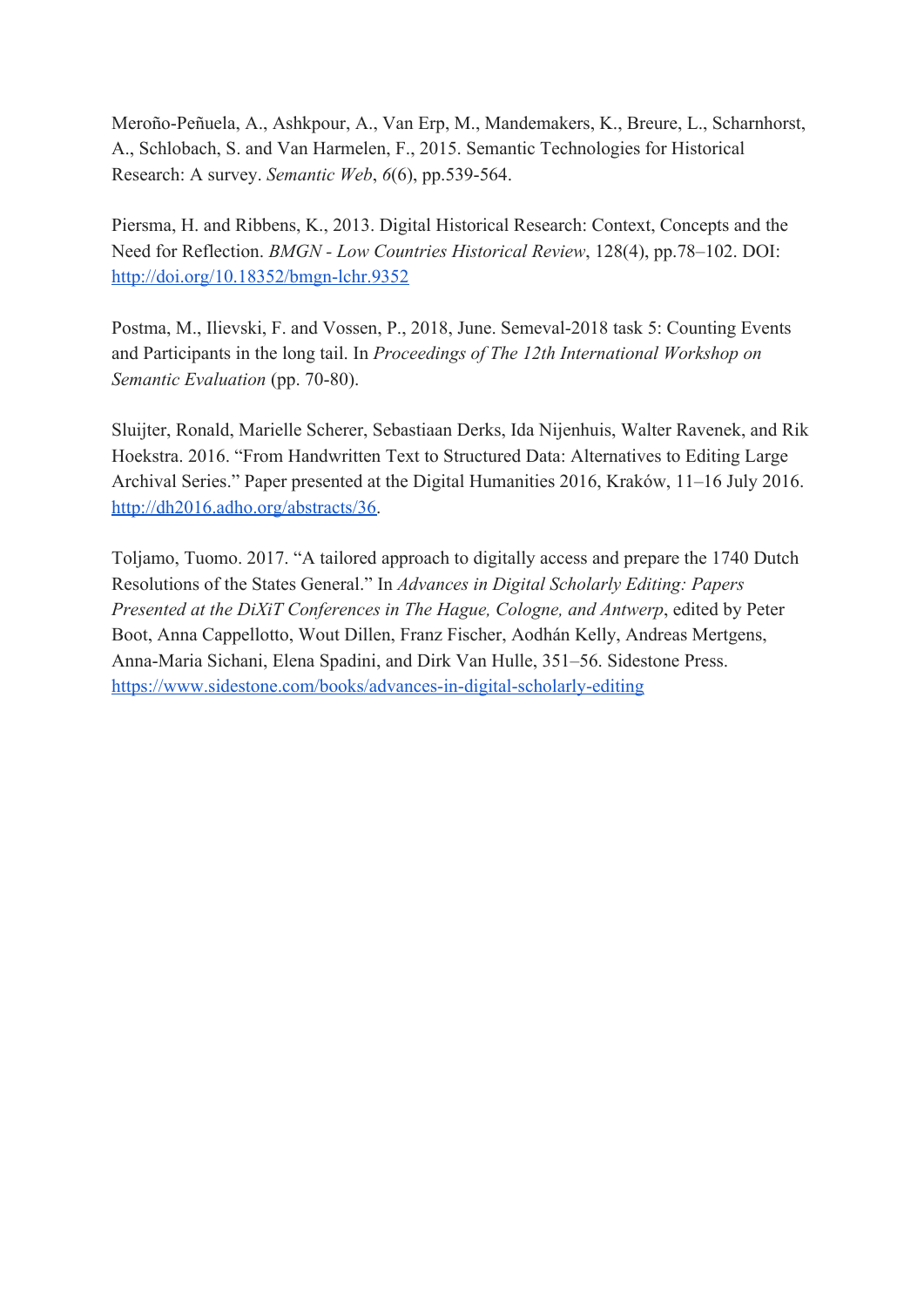Meroño-Peñuela, A., Ashkpour, A., Van Erp, M., Mandemakers, K., Breure, L., Scharnhorst, A., Schlobach, S. and Van Harmelen, F., 2015. Semantic Technologies for Historical Research: A survey. *Semantic Web*, *6*(6), pp.539-564.

Piersma, H. and Ribbens, K., 2013. Digital Historical Research: Context, Concepts and the Need for Reflection. *BMGN - Low Countries Historical Review*, 128(4), pp.78–102. DOI: http://doi.org/10.18352/bmgn-lchr.9352

Postma, M., Ilievski, F. and Vossen, P., 2018, June. Semeval-2018 task 5: Counting Events and Participants in the long tail. In *Proceedings of The 12th International Workshop on Semantic Evaluation* (pp. 70-80).

Sluijter, Ronald, Marielle Scherer, Sebastiaan Derks, Ida Nijenhuis, Walter Ravenek, and Rik Hoekstra. 2016. "From Handwritten Text to Structured Data: Alternatives to Editing Large Archival Series." Paper presented at the Digital Humanities 2016, Kraków, 11–16 July 2016. http://dh2016.adho.org/abstracts/36.

Toljamo, Tuomo. 2017. "A tailored approach to digitally access and prepare the 1740 Dutch Resolutions of the States General." In *Advances in Digital Scholarly Editing: Papers Presented at the DiXiT Conferences in The Hague, Cologne, and Antwerp*, edited by Peter Boot, Anna Cappellotto, Wout Dillen, Franz Fischer, Aodhán Kelly, Andreas Mertgens, Anna-Maria Sichani, Elena Spadini, and Dirk Van Hulle, 351–56. Sidestone Press. https://www.sidestone.com/books/advances-in-digital-scholarly-editing